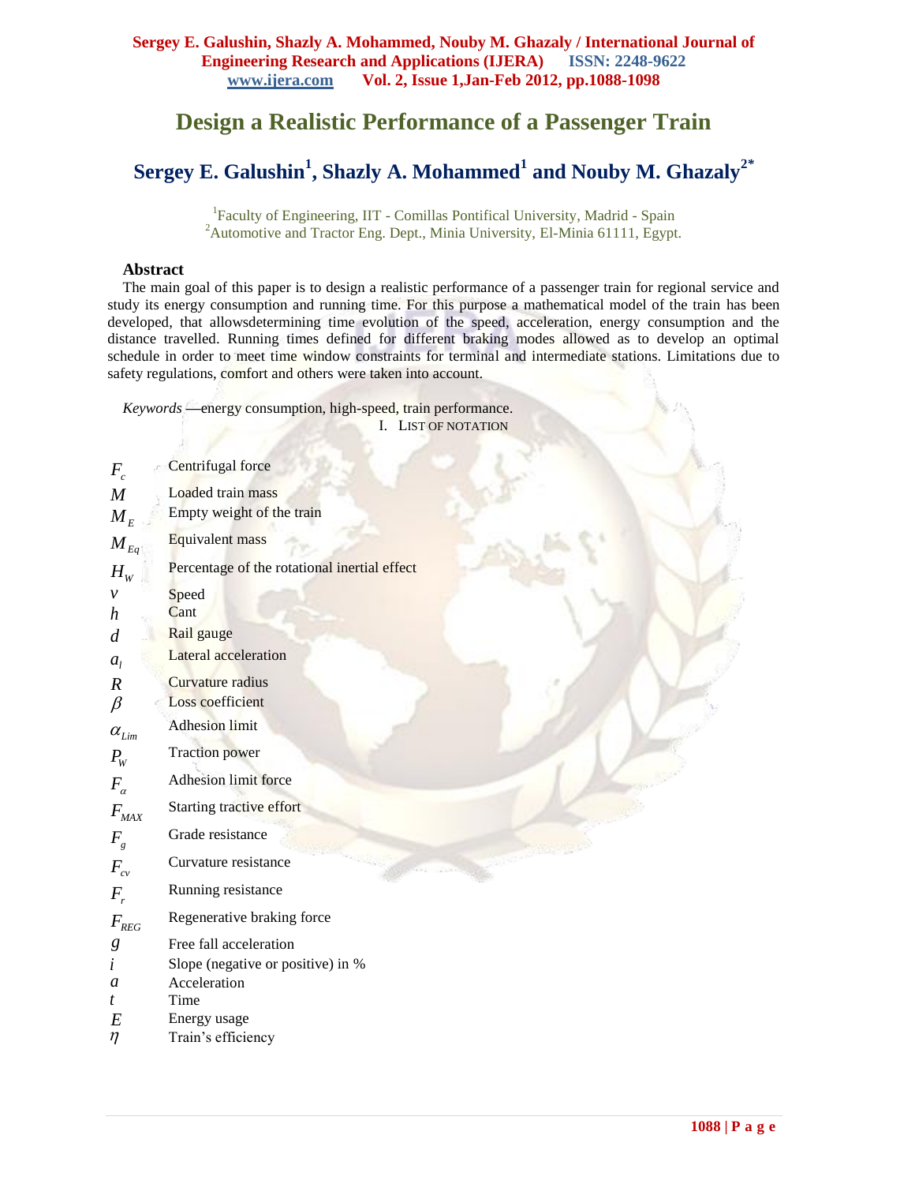# Design a Realistic Performance of a Passenger Train

## Sergey E. Galushin[1], Shazly A. Mohammed[1] and Nouby M. Ghazaly[2*]

[1]Faculty of Engineering, IIT - Comillas Pontifical University, Madrid - Spain
[2]Automotive and Tractor Eng. Dept., Minia University, El-Minia 61111, Egypt.

### Abstract

The main goal of this paper is to design a realistic performance of a passenger train for regional service and study its energy consumption and running time. For this purpose a mathematical model of the train has been developed, that allowsdetermining time evolution of the speed, acceleration, energy consumption and the distance travelled. Running times defined for different braking modes allowed as to develop an optimal schedule in order to meet time window constraints for terminal and intermediate stations. Limitations due to safety regulations, comfort and others were taken into account.

*Keywords* —energy consumption, high-speed, train performance.

## I. List of Notation

| | |
|---|---|
| $F_c$ | Centrifugal force |
| $M$ | Loaded train mass |
| $M_E$ | Empty weight of the train |
| $M_{Eq}$ | Equivalent mass |
| $H_W$ | Percentage of the rotational inertial effect |
| $v$ | Speed |
| $h$ | Cant |
| $d$ | Rail gauge |
| $a_l$ | Lateral acceleration |
| $R$ | Curvature radius |
| $\beta$ | Loss coefficient |
| $\alpha_{Lim}$ | Adhesion limit |
| $P_W$ | Traction power |
| $F_\alpha$ | Adhesion limit force |
| $F_{MAX}$ | Starting tractive effort |
| $F_g$ | Grade resistance |
| $F_{cv}$ | Curvature resistance |
| $F_r$ | Running resistance |
| $F_{REG}$ | Regenerative braking force |
| $g$ | Free fall acceleration |
| $i$ | Slope (negative or positive) in % |
| $a$ | Acceleration |
| $t$ | Time |
| $E$ | Energy usage |
| $\eta$ | Train's efficiency |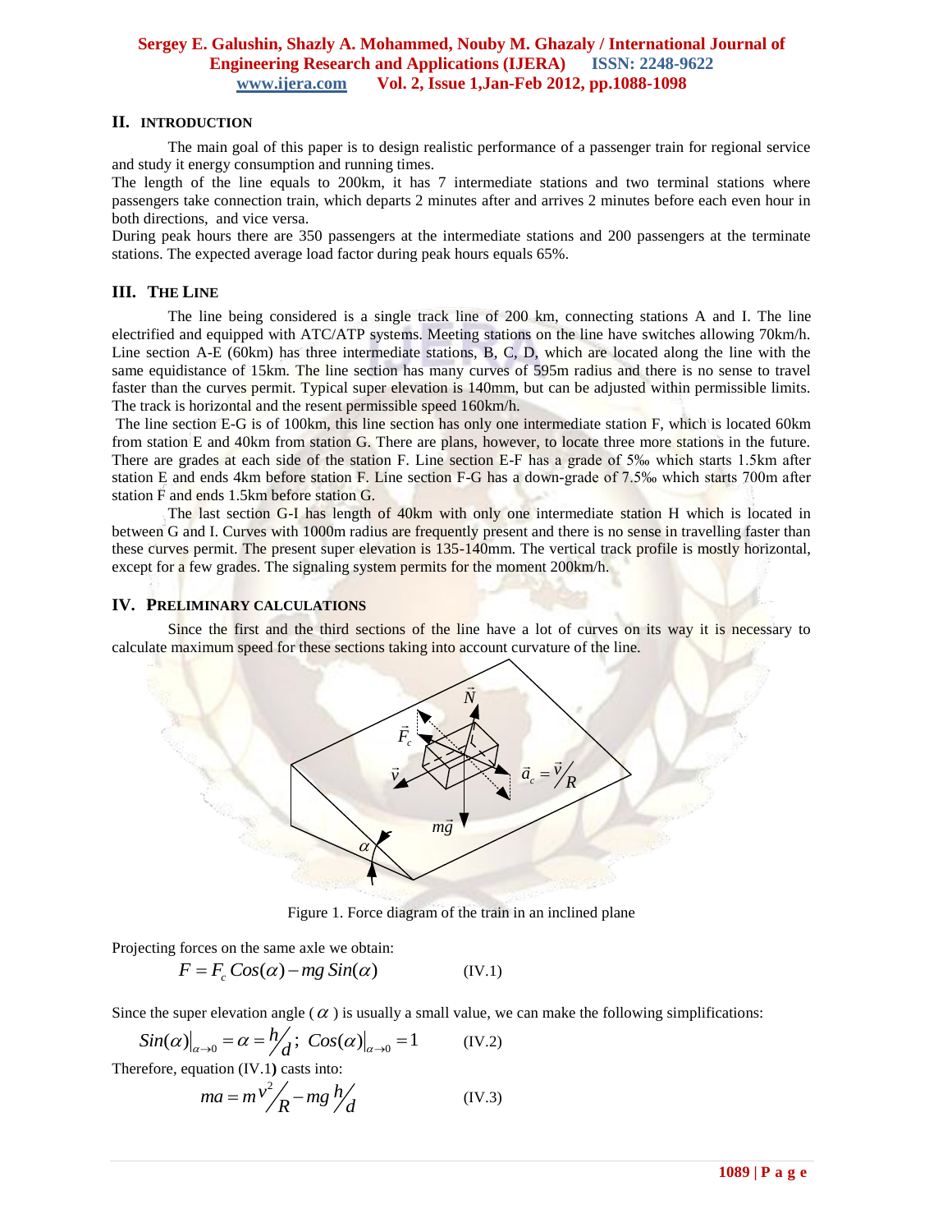## II. INTRODUCTION

The main goal of this paper is to design realistic performance of a passenger train for regional service and study it energy consumption and running times.
The length of the line equals to 200km, it has 7 intermediate stations and two terminal stations where passengers take connection train, which departs 2 minutes after and arrives 2 minutes before each even hour in both directions, and vice versa.
During peak hours there are 350 passengers at the intermediate stations and 200 passengers at the terminate stations. The expected average load factor during peak hours equals 65%.

## III. THE LINE

The line being considered is a single track line of 200 km, connecting stations A and I. The line electrified and equipped with ATC/ATP systems. Meeting stations on the line have switches allowing 70km/h. Line section A-E (60km) has three intermediate stations, B, C, D, which are located along the line with the same equidistance of 15km. The line section has many curves of 595m radius and there is no sense to travel faster than the curves permit. Typical super elevation is 140mm, but can be adjusted within permissible limits. The track is horizontal and the resent permissible speed 160km/h.
The line section E-G is of 100km, this line section has only one intermediate station F, which is located 60km from station E and 40km from station G. There are plans, however, to locate three more stations in the future. There are grades at each side of the station F. Line section E-F has a grade of 5‰ which starts 1.5km after station E and ends 4km before station F. Line section F-G has a down-grade of 7.5‰ which starts 700m after station F and ends 1.5km before station G.

The last section G-I has length of 40km with only one intermediate station H which is located in between G and I. Curves with 1000m radius are frequently present and there is no sense in travelling faster than these curves permit. The present super elevation is 135-140mm. The vertical track profile is mostly horizontal, except for a few grades. The signaling system permits for the moment 200km/h.

## IV. PRELIMINARY CALCULATIONS

Since the first and the third sections of the line have a lot of curves on its way it is necessary to calculate maximum speed for these sections taking into account curvature of the line.

Figure 1. Force diagram of the train in an inclined plane

Projecting forces on the same axle we obtain:

$$F = F_c\,Cos(\alpha) - mg\,Sin(\alpha) \qquad \text{(IV.1)}$$

Since the super elevation angle ( $\alpha$ ) is usually a small value, we can make the following simplifications:

$$Sin(\alpha)\big|_{\alpha\to 0} = \alpha = h/d;\; Cos(\alpha)\big|_{\alpha\to 0} = 1 \qquad \text{(IV.2)}$$

Therefore, equation (IV.1) casts into:

$$ma = m\,v^2/R - mg\,h/d \qquad \text{(IV.3)}$$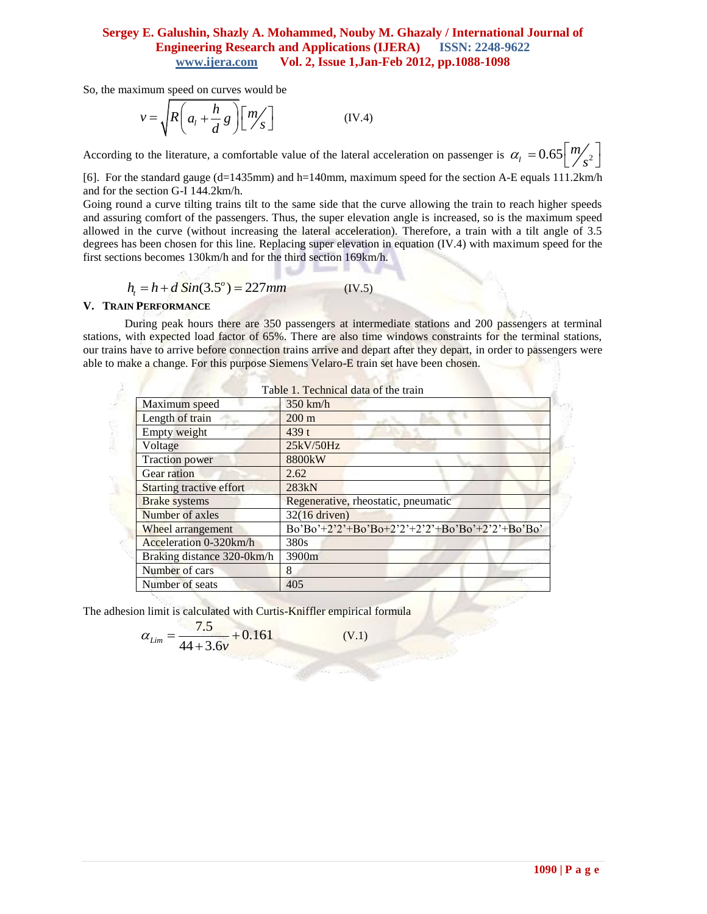So, the maximum speed on curves would be

$$v = \sqrt{R\left(a_l + \frac{h}{d}g\right)}\left[\frac{m}{s}\right] \qquad \text{(IV.4)}$$

According to the literature, a comfortable value of the lateral acceleration on passenger is $\alpha_l = 0.65\left[\frac{m}{s^2}\right]$ [6]. For the standard gauge (d=1435mm) and h=140mm, maximum speed for the section A-E equals 111.2km/h and for the section G-I 144.2km/h.

Going round a curve tilting trains tilt to the same side that the curve allowing the train to reach higher speeds and assuring comfort of the passengers. Thus, the super elevation angle is increased, so is the maximum speed allowed in the curve (without increasing the lateral acceleration). Therefore, a train with a tilt angle of 3.5 degrees has been chosen for this line. Replacing super elevation in equation (IV.4) with maximum speed for the first sections becomes 130km/h and for the third section 169km/h.

$$h_t = h + d\,Sin(3.5^o) = 227mm \qquad \text{(IV.5)}$$

## V. Train Performance

During peak hours there are 350 passengers at intermediate stations and 200 passengers at terminal stations, with expected load factor of 65%. There are also time windows constraints for the terminal stations, our trains have to arrive before connection trains arrive and depart after they depart, in order to passengers were able to make a change. For this purpose Siemens Velaro-E train set have been chosen.

Table 1. Technical data of the train

| | |
|---|---|
| Maximum speed | 350 km/h |
| Length of train | 200 m |
| Empty weight | 439 t |
| Voltage | 25kV/50Hz |
| Traction power | 8800kW |
| Gear ration | 2.62 |
| Starting tractive effort | 283kN |
| Brake systems | Regenerative, rheostatic, pneumatic |
| Number of axles | 32(16 driven) |
| Wheel arrangement | Bo'Bo'+2'2'+Bo'Bo+2'2'+2'2'+Bo'Bo'+2'2'+Bo'Bo' |
| Acceleration 0-320km/h | 380s |
| Braking distance 320-0km/h | 3900m |
| Number of cars | 8 |
| Number of seats | 405 |

The adhesion limit is calculated with Curtis-Kniffler empirical formula

$$\alpha_{Lim} = \frac{7.5}{44 + 3.6v} + 0.161 \qquad \text{(V.1)}$$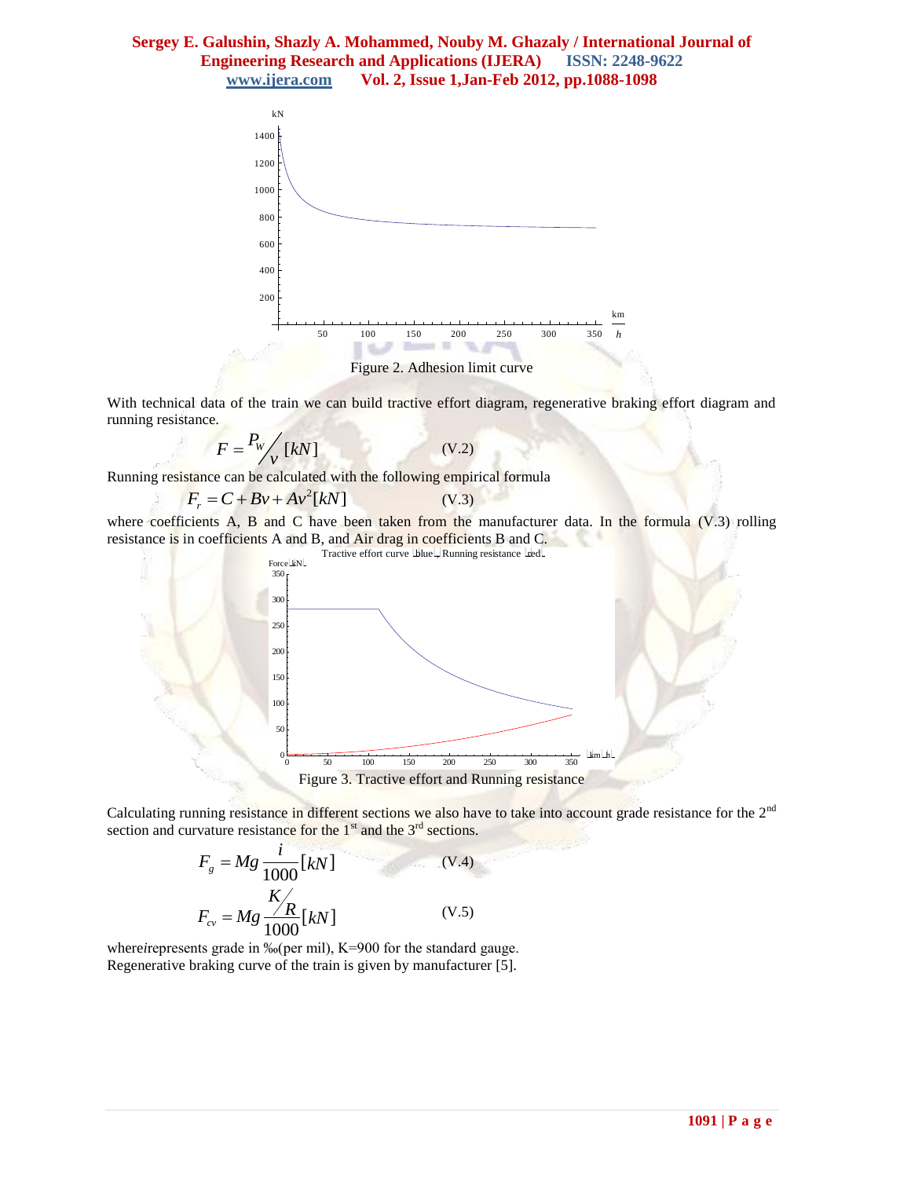Figure 2. Adhesion limit curve

With technical data of the train we can build tractive effort diagram, regenerative braking effort diagram and running resistance.

$$F = {}^{P_W}\!/_{v}\,[kN] \qquad \text{(V.2)}$$

Running resistance can be calculated with the following empirical formula

$$F_r = C + Bv + Av^2[kN] \qquad \text{(V.3)}$$

where coefficients A, B and C have been taken from the manufacturer data. In the formula (V.3) rolling resistance is in coefficients A and B, and Air drag in coefficients B and C.

Figure 3. Tractive effort and Running resistance

Calculating running resistance in different sections we also have to take into account grade resistance for the 2nd section and curvature resistance for the 1st and the 3rd sections.

$$F_g = Mg\frac{i}{1000}[kN] \qquad \text{(V.4)}$$

$$F_{cv} = Mg\frac{K/R}{1000}[kN] \qquad \text{(V.5)}$$

where $i$ represents grade in ‰(per mil), K=900 for the standard gauge.
Regenerative braking curve of the train is given by manufacturer [5].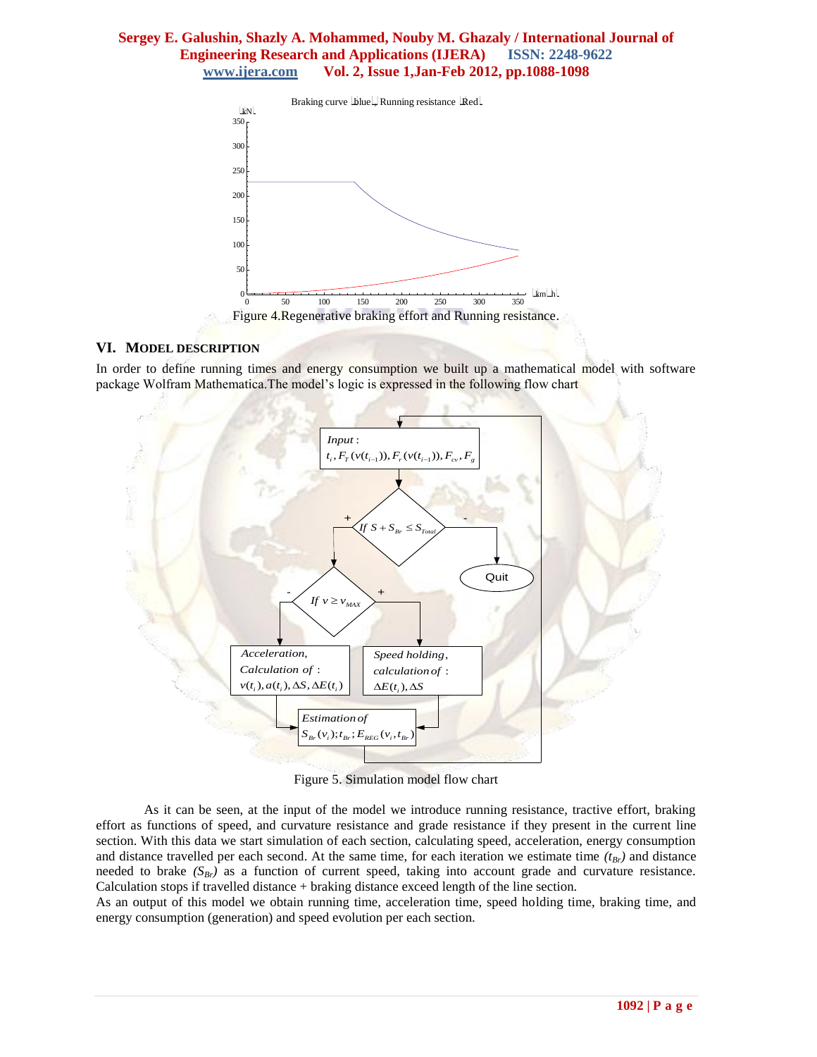Figure 4.Regenerative braking effort and Running resistance.

## VI. Model Description

In order to define running times and energy consumption we built up a mathematical model with software package Wolfram Mathematica.The model's logic is expressed in the following flow chart

Figure 5. Simulation model flow chart

As it can be seen, at the input of the model we introduce running resistance, tractive effort, braking effort as functions of speed, and curvature resistance and grade resistance if they present in the current line section. With this data we start simulation of each section, calculating speed, acceleration, energy consumption and distance travelled per each second. At the same time, for each iteration we estimate time *($t_{Br}$)* and distance needed to brake *($S_{Br}$)* as a function of current speed, taking into account grade and curvature resistance. Calculation stops if travelled distance + braking distance exceed length of the line section.

As an output of this model we obtain running time, acceleration time, speed holding time, braking time, and energy consumption (generation) and speed evolution per each section.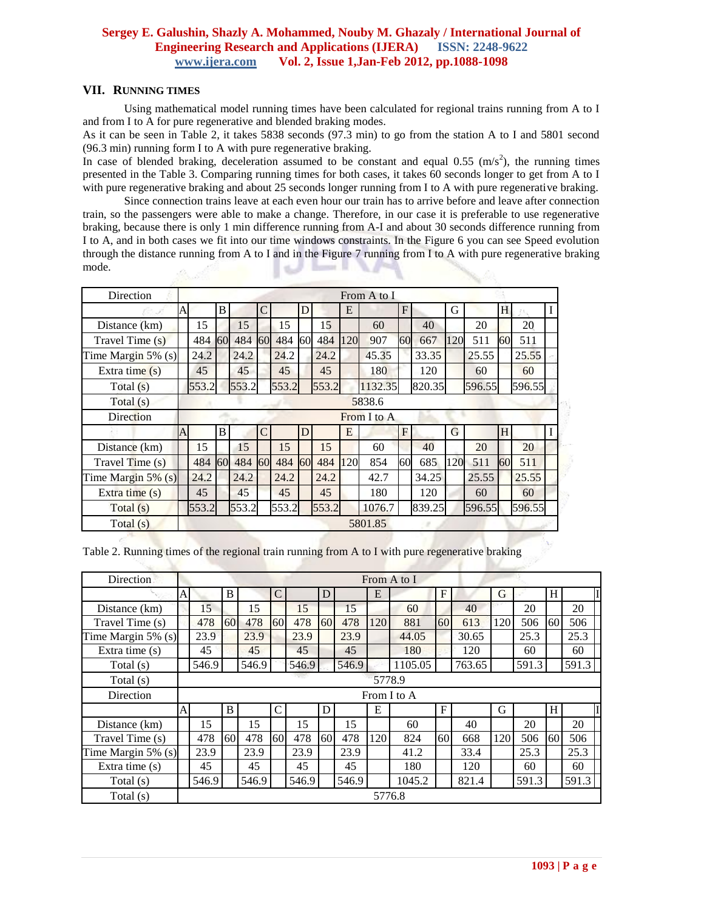## VII. Running Times

Using mathematical model running times have been calculated for regional trains running from A to I and from I to A for pure regenerative and blended braking modes.

As it can be seen in Table 2, it takes 5838 seconds (97.3 min) to go from the station A to I and 5801 second (96.3 min) running form I to A with pure regenerative braking.

In case of blended braking, deceleration assumed to be constant and equal 0.55 ($m/s^2$), the running times presented in the Table 3. Comparing running times for both cases, it takes 60 seconds longer to get from A to I with pure regenerative braking and about 25 seconds longer running from I to A with pure regenerative braking.

Since connection trains leave at each even hour our train has to arrive before and leave after connection train, so the passengers were able to make a change. Therefore, in our case it is preferable to use regenerative braking, because there is only 1 min difference running from A-I and about 30 seconds difference running from I to A, and in both cases we fit into our time windows constraints. In the Figure 6 you can see Speed evolution through the distance running from A to I and in the Figure 7 running from I to A with pure regenerative braking mode.

| Direction | From A to I | | | | | | | | | | | | | | | | |
|---|---|---|---|---|---|---|---|---|---|---|---|---|---|---|---|---|---|
| | A | | B | | C | | D | | E | | F | | G | | H | | I |
| Distance (km) | | 15 | | 15 | | 15 | | 15 | | 60 | | 40 | | 20 | | 20 | |
| Travel Time (s) | | 484 | 60 | 484 | 60 | 484 | 60 | 484 | 120 | 907 | 60 | 667 | 120 | 511 | 60 | 511 | |
| Time Margin 5% (s) | | 24.2 | | 24.2 | | 24.2 | | 24.2 | | 45.35 | | 33.35 | | 25.55 | | 25.55 | |
| Extra time (s) | | 45 | | 45 | | 45 | | 45 | | 180 | | 120 | | 60 | | 60 | |
| Total (s) | | 553.2 | | 553.2 | | 553.2 | | 553.2 | | 1132.35 | | 820.35 | | 596.55 | | 596.55 | |
| Total (s) | 5838.6 | | | | | | | | | | | | | | | | |
| Direction | From I to A | | | | | | | | | | | | | | | | |
| | A | | B | | C | | D | | E | | F | | G | | H | | I |
| Distance (km) | | 15 | | 15 | | 15 | | 15 | | 60 | | 40 | | 20 | | 20 | |
| Travel Time (s) | | 484 | 60 | 484 | 60 | 484 | 60 | 484 | 120 | 854 | 60 | 685 | 120 | 511 | 60 | 511 | |
| Time Margin 5% (s) | | 24.2 | | 24.2 | | 24.2 | | 24.2 | | 42.7 | | 34.25 | | 25.55 | | 25.55 | |
| Extra time (s) | | 45 | | 45 | | 45 | | 45 | | 180 | | 120 | | 60 | | 60 | |
| Total (s) | | 553.2 | | 553.2 | | 553.2 | | 553.2 | | 1076.7 | | 839.25 | | 596.55 | | 596.55 | |
| Total (s) | 5801.85 | | | | | | | | | | | | | | | | |

Table 2. Running times of the regional train running from A to I with pure regenerative braking

| Direction | From A to I | | | | | | | | | | | | | | | | |
|---|---|---|---|---|---|---|---|---|---|---|---|---|---|---|---|---|---|
| | A | | B | | C | | D | | E | | F | | G | | H | | I |
| Distance (km) | | 15 | | 15 | | 15 | | 15 | | 60 | | 40 | | 20 | | 20 | |
| Travel Time (s) | | 478 | 60 | 478 | 60 | 478 | 60 | 478 | 120 | 881 | 60 | 613 | 120 | 506 | 60 | 506 | |
| Time Margin 5% (s) | | 23.9 | | 23.9 | | 23.9 | | 23.9 | | 44.05 | | 30.65 | | 25.3 | | 25.3 | |
| Extra time (s) | | 45 | | 45 | | 45 | | 45 | | 180 | | 120 | | 60 | | 60 | |
| Total (s) | | 546.9 | | 546.9 | | 546.9 | | 546.9 | | 1105.05 | | 763.65 | | 591.3 | | 591.3 | |
| Total (s) | 5778.9 | | | | | | | | | | | | | | | | |
| Direction | From I to A | | | | | | | | | | | | | | | | |
| | A | | B | | C | | D | | E | | F | | G | | H | | I |
| Distance (km) | | 15 | | 15 | | 15 | | 15 | | 60 | | 40 | | 20 | | 20 | |
| Travel Time (s) | | 478 | 60 | 478 | 60 | 478 | 60 | 478 | 120 | 824 | 60 | 668 | 120 | 506 | 60 | 506 | |
| Time Margin 5% (s) | | 23.9 | | 23.9 | | 23.9 | | 23.9 | | 41.2 | | 33.4 | | 25.3 | | 25.3 | |
| Extra time (s) | | 45 | | 45 | | 45 | | 45 | | 180 | | 120 | | 60 | | 60 | |
| Total (s) | | 546.9 | | 546.9 | | 546.9 | | 546.9 | | 1045.2 | | 821.4 | | 591.3 | | 591.3 | |
| Total (s) | 5776.8 | | | | | | | | | | | | | | | | |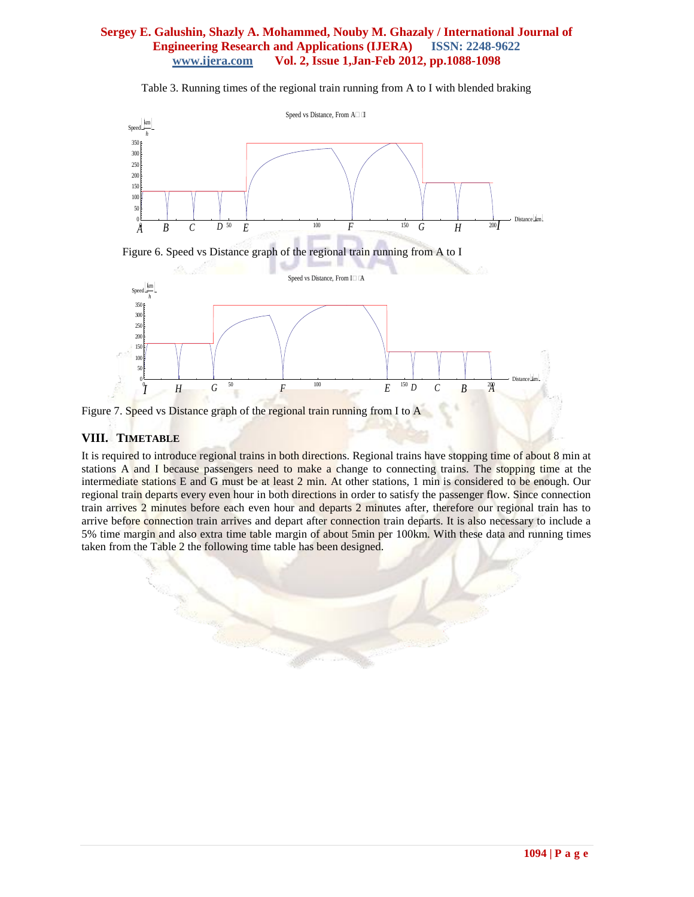Table 3. Running times of the regional train running from A to I with blended braking

Figure 6. Speed vs Distance graph of the regional train running from A to I

Figure 7. Speed vs Distance graph of the regional train running from I to A

## VIII. TIMETABLE

It is required to introduce regional trains in both directions. Regional trains have stopping time of about 8 min at stations A and I because passengers need to make a change to connecting trains. The stopping time at the intermediate stations E and G must be at least 2 min. At other stations, 1 min is considered to be enough. Our regional train departs every even hour in both directions in order to satisfy the passenger flow. Since connection train arrives 2 minutes before each even hour and departs 2 minutes after, therefore our regional train has to arrive before connection train arrives and depart after connection train departs. It is also necessary to include a 5% time margin and also extra time table margin of about 5min per 100km. With these data and running times taken from the Table 2 the following time table has been designed.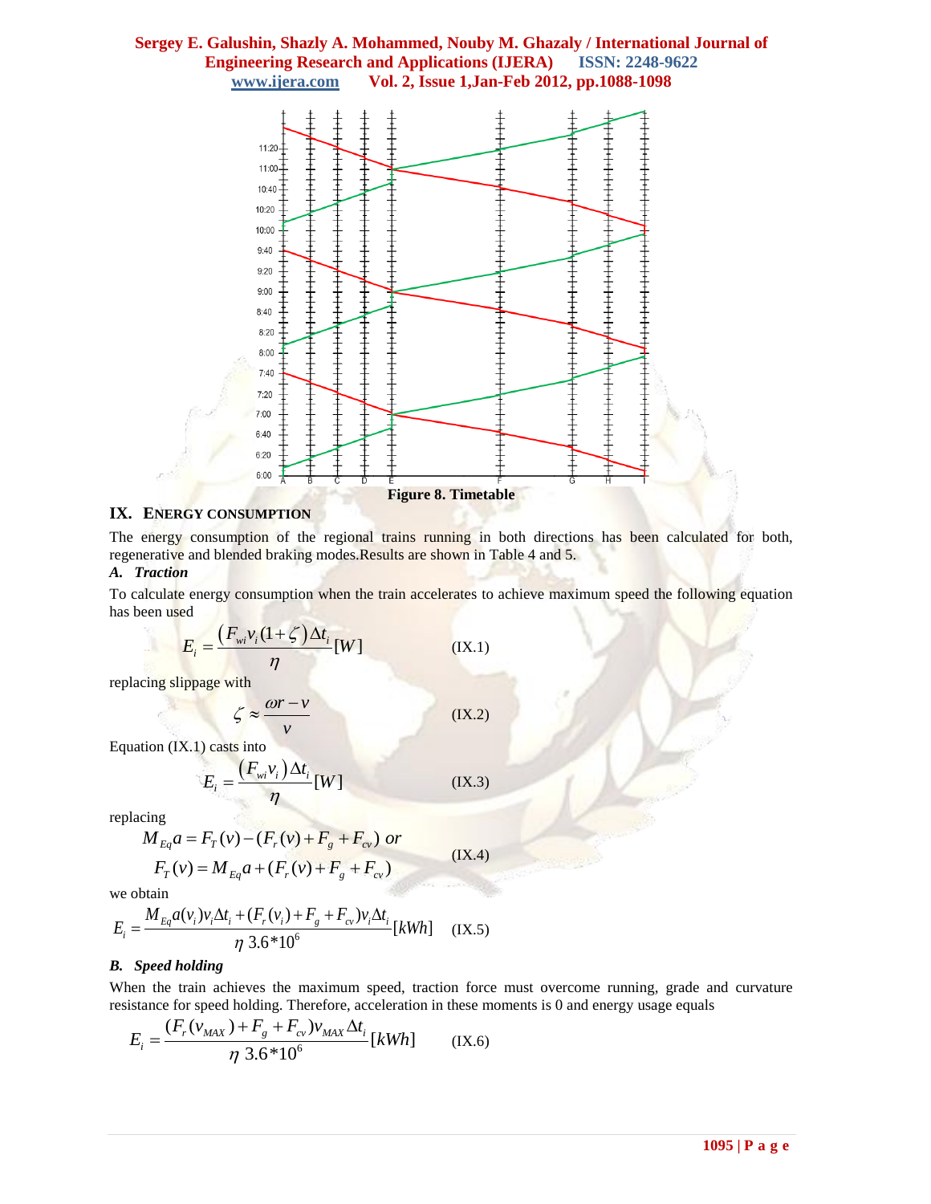Figure 8. Timetable

## IX. ENERGY CONSUMPTION

The energy consumption of the regional trains running in both directions has been calculated for both, regenerative and blended braking modes.Results are shown in Table 4 and 5.

### A. Traction

To calculate energy consumption when the train accelerates to achieve maximum speed the following equation has been used

$$E_i = \frac{\left(F_{wi} v_i (1+\zeta)\Delta t_i\right.}{\eta}[W] \quad \text{(IX.1)}$$

replacing slippage with

$$\zeta \approx \frac{\omega r - v}{v} \quad \text{(IX.2)}$$

Equation (IX.1) casts into

$$E_i = \frac{\left(F_{wi} v_i\right)\Delta t_i}{\eta}[W] \quad \text{(IX.3)}$$

replacing

$$M_{Eq}a = F_T(v) - (F_r(v) + F_g + F_{cv}) \; or$$
$$F_T(v) = M_{Eq}a + (F_r(v) + F_g + F_{cv}) \quad \text{(IX.4)}$$

we obtain

$$E_i = \frac{M_{Eq} a(v_i) v_i \Delta t_i + (F_r(v_i) + F_g + F_{cv}) v_i \Delta t_i}{\eta \; 3.6 * 10^6}[kWh] \quad \text{(IX.5)}$$

### B. Speed holding

When the train achieves the maximum speed, traction force must overcome running, grade and curvature resistance for speed holding. Therefore, acceleration in these moments is 0 and energy usage equals

$$E_i = \frac{(F_r(v_{MAX}) + F_g + F_{cv}) v_{MAX} \Delta t_i}{\eta \; 3.6 * 10^6}[kWh] \quad \text{(IX.6)}$$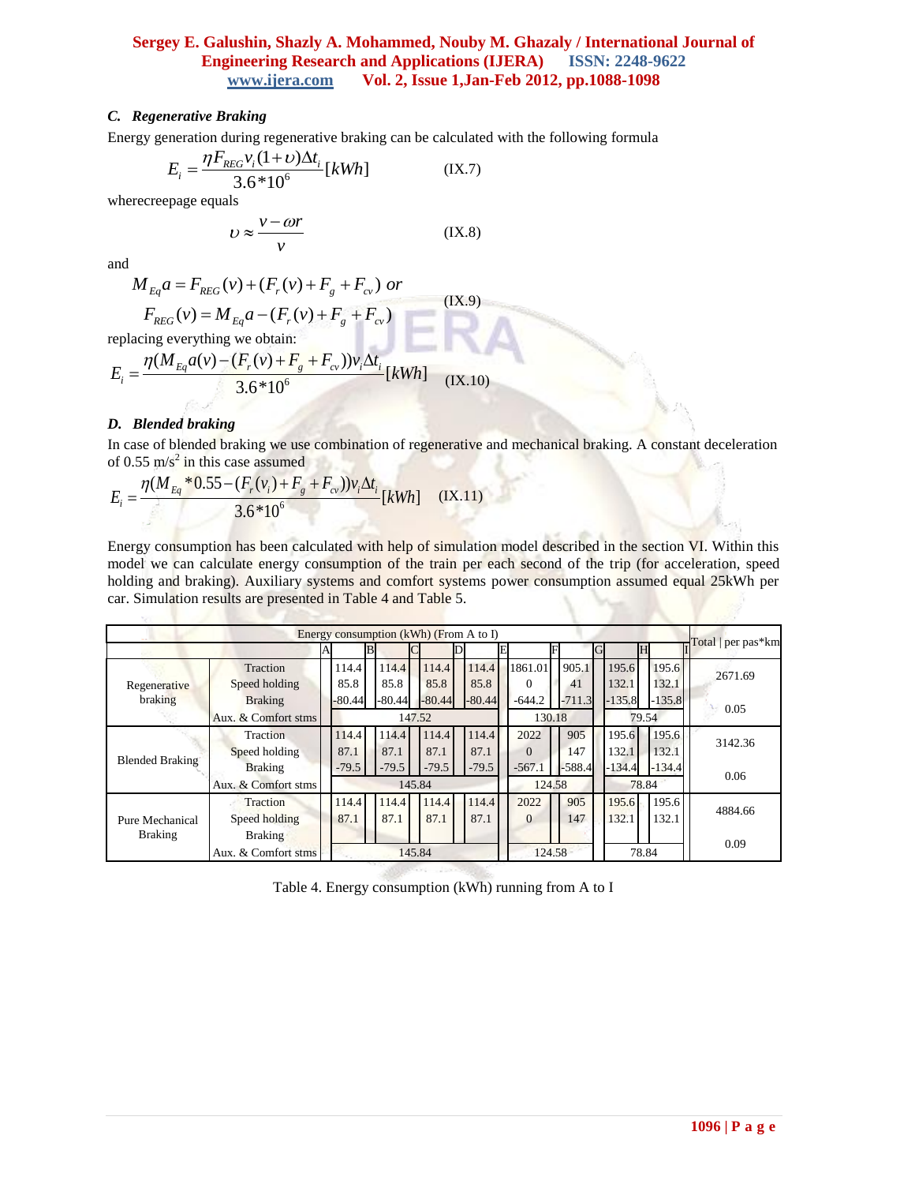### C. Regenerative Braking

Energy generation during regenerative braking can be calculated with the following formula

$$E_i = \frac{\eta F_{REG} v_i (1+\upsilon)\Delta t_i}{3.6*10^6}[kWh] \qquad \text{(IX.7)}$$

wherecreepage equals

$$\upsilon \approx \frac{v - \omega r}{v} \qquad \text{(IX.8)}$$

and

$$M_{Eq} a = F_{REG}(v) + (F_r(v) + F_g + F_{cv}) \text{ or}$$
$$F_{REG}(v) = M_{Eq} a - (F_r(v) + F_g + F_{cv}) \qquad \text{(IX.9)}$$

replacing everything we obtain:

$$E_i = \frac{\eta (M_{Eq} a(v) - (F_r(v) + F_g + F_{cv})) v_i \Delta t_i}{3.6*10^6}[kWh] \qquad \text{(IX.10)}$$

### D. Blended braking

In case of blended braking we use combination of regenerative and mechanical braking. A constant deceleration of 0.55 $m/s^2$ in this case assumed

$$E_i = \frac{\eta (M_{Eq} *0.55 - (F_r(v_i) + F_g + F_{cv})) v_i \Delta t_i}{3.6*10^6}[kWh] \qquad \text{(IX.11)}$$

Energy consumption has been calculated with help of simulation model described in the section VI. Within this model we can calculate energy consumption of the train per each second of the trip (for acceleration, speed holding and braking). Auxiliary systems and comfort systems power consumption assumed equal 25kWh per car. Simulation results are presented in Table 4 and Table 5.

| Energy consumption (kWh) (From A to I) | | A–B | B–C | C–D | D–E | E–F | F–G | G–H | H–I | Total \| per pas*km |
|---|---|---|---|---|---|---|---|---|---|---|
| Regenerative braking | Traction | 114.4 | 114.4 | 114.4 | 114.4 | 1861.01 | 905.1 | 195.6 | 195.6 | 2671.69 |
| | Speed holding | 85.8 | 85.8 | 85.8 | 85.8 | 0 | 41 | 132.1 | 132.1 | |
| | Braking | -80.44 | -80.44 | -80.44 | -80.44 | -644.2 | -711.3 | -135.8 | -135.8 | 0.05 |
| | Aux. & Comfort stms | 147.52 | | | | 130.18 | | 79.54 | | |
| Blended Braking | Traction | 114.4 | 114.4 | 114.4 | 114.4 | 2022 | 905 | 195.6 | 195.6 | 3142.36 |
| | Speed holding | 87.1 | 87.1 | 87.1 | 87.1 | 0 | 147 | 132.1 | 132.1 | |
| | Braking | -79.5 | -79.5 | -79.5 | -79.5 | -567.1 | -588.4 | -134.4 | -134.4 | 0.06 |
| | Aux. & Comfort stms | 145.84 | | | | 124.58 | | 78.84 | | |
| Pure Mechanical Braking | Traction | 114.4 | 114.4 | 114.4 | 114.4 | 2022 | 905 | 195.6 | 195.6 | 4884.66 |
| | Speed holding | 87.1 | 87.1 | 87.1 | 87.1 | 0 | 147 | 132.1 | 132.1 | |
| | Braking | | | | | | | | | 0.09 |
| | Aux. & Comfort stms | 145.84 | | | | 124.58 | | 78.84 | | |

Table 4. Energy consumption (kWh) running from A to I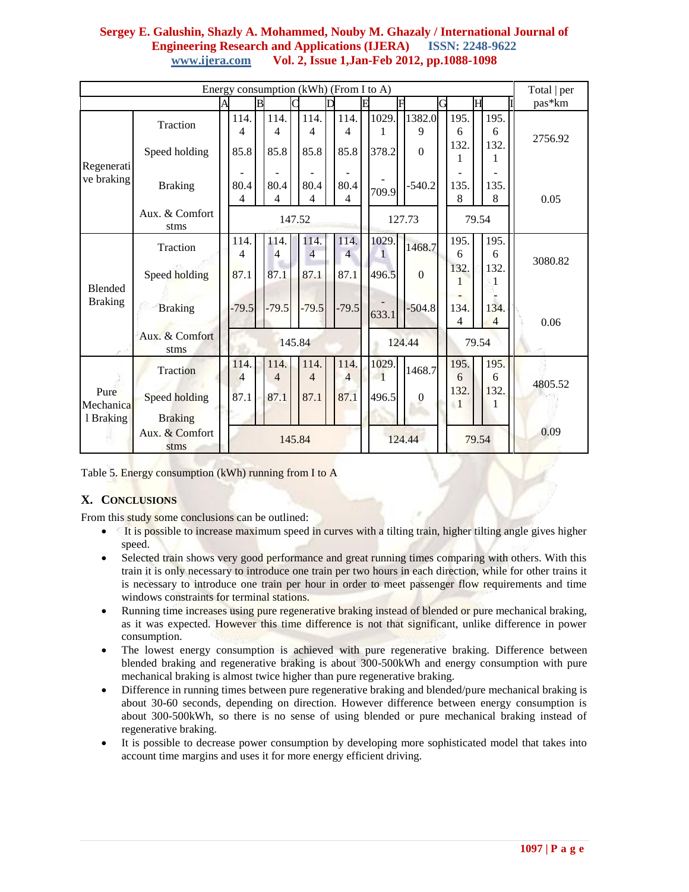| Energy consumption (kWh) (From I to A) | | | | | | | | | | | Total \| per pas*km |
|---|---|---|---|---|---|---|---|---|---|---|---|
| | | A | B | C | D | E | F | G | H | I | |
| Regenerative braking | Traction | 114.4 | 114.4 | 114.4 | 114.4 | 1029.1 | 1382.09 | 195.6 | 195.6 | | 2756.92 |
| | Speed holding | 85.8 | 85.8 | 85.8 | 85.8 | 378.2 | 0 | 132.1 | 132.1 | | |
| | Braking | -80.44 | -80.44 | -80.44 | -80.44 | -709.9 | -540.2 | -135.8 | -135.8 | | 0.05 |
| | Aux. & Comfort stms | 147.52 | | | | 127.73 | | 79.54 | | | |
| Blended Braking | Traction | 114.4 | 114.4 | 114.4 | 114.4 | 1029.1 | 1468.7 | 195.6 | 195.6 | | 3080.82 |
| | Speed holding | 87.1 | 87.1 | 87.1 | 87.1 | 496.5 | 0 | 132.1 | 132.1 | | |
| | Braking | -79.5 | -79.5 | -79.5 | -79.5 | -633.1 | -504.8 | -134.4 | -134.4 | | 0.06 |
| | Aux. & Comfort stms | 145.84 | | | | 124.44 | | 79.54 | | | |
| Pure Mechanical Braking | Traction | 114.4 | 114.4 | 114.4 | 114.4 | 1029.1 | 1468.7 | 195.6 | 195.6 | | 4805.52 |
| | Speed holding | 87.1 | 87.1 | 87.1 | 87.1 | 496.5 | 0 | 132.1 | 132.1 | | |
| | Braking | | | | | | | | | | 0.09 |
| | Aux. & Comfort stms | 145.84 | | | | 124.44 | | 79.54 | | | |

Table 5. Energy consumption (kWh) running from I to A

## X. CONCLUSIONS

From this study some conclusions can be outlined:

- It is possible to increase maximum speed in curves with a tilting train, higher tilting angle gives higher speed.
- Selected train shows very good performance and great running times comparing with others. With this train it is only necessary to introduce one train per two hours in each direction, while for other trains it is necessary to introduce one train per hour in order to meet passenger flow requirements and time windows constraints for terminal stations.
- Running time increases using pure regenerative braking instead of blended or pure mechanical braking, as it was expected. However this time difference is not that significant, unlike difference in power consumption.
- The lowest energy consumption is achieved with pure regenerative braking. Difference between blended braking and regenerative braking is about 300-500kWh and energy consumption with pure mechanical braking is almost twice higher than pure regenerative braking.
- Difference in running times between pure regenerative braking and blended/pure mechanical braking is about 30-60 seconds, depending on direction. However difference between energy consumption is about 300-500kWh, so there is no sense of using blended or pure mechanical braking instead of regenerative braking.
- It is possible to decrease power consumption by developing more sophisticated model that takes into account time margins and uses it for more energy efficient driving.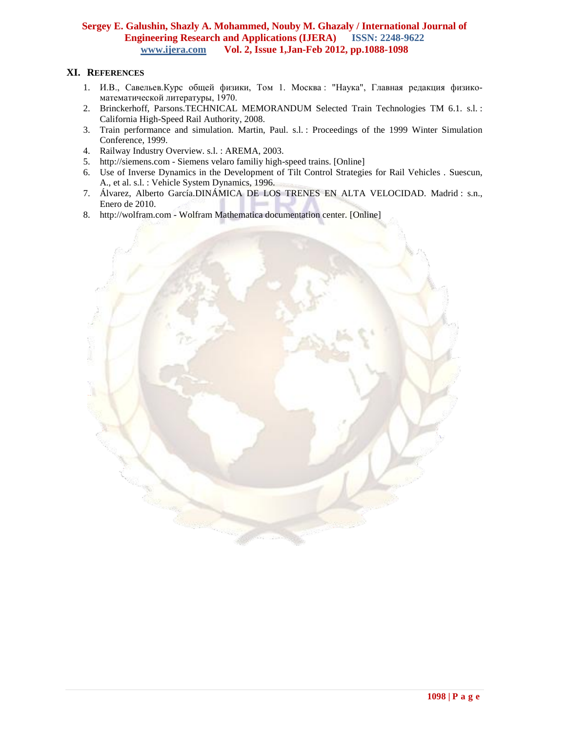## XI. REFERENCES

1. И.В., Савельев.Курс общей физики, Том 1. Москва : "Наука", Главная редакция физико-математической литературы, 1970.
2. Brinckerhoff, Parsons.TECHNICAL MEMORANDUM Selected Train Technologies TM 6.1. s.l. : California High-Speed Rail Authority, 2008.
3. Train performance and simulation. Martin, Paul. s.l. : Proceedings of the 1999 Winter Simulation Conference, 1999.
4. Railway Industry Overview. s.l. : AREMA, 2003.
5. http://siemens.com - Siemens velaro familiy high-speed trains. [Online]
6. Use of Inverse Dynamics in the Development of Tilt Control Strategies for Rail Vehicles . Suescun, A., et al. s.l. : Vehicle System Dynamics, 1996.
7. Álvarez, Alberto García.DINÁMICA DE LOS TRENES EN ALTA VELOCIDAD. Madrid : s.n., Enero de 2010.
8. http://wolfram.com - Wolfram Mathematica documentation center. [Online]